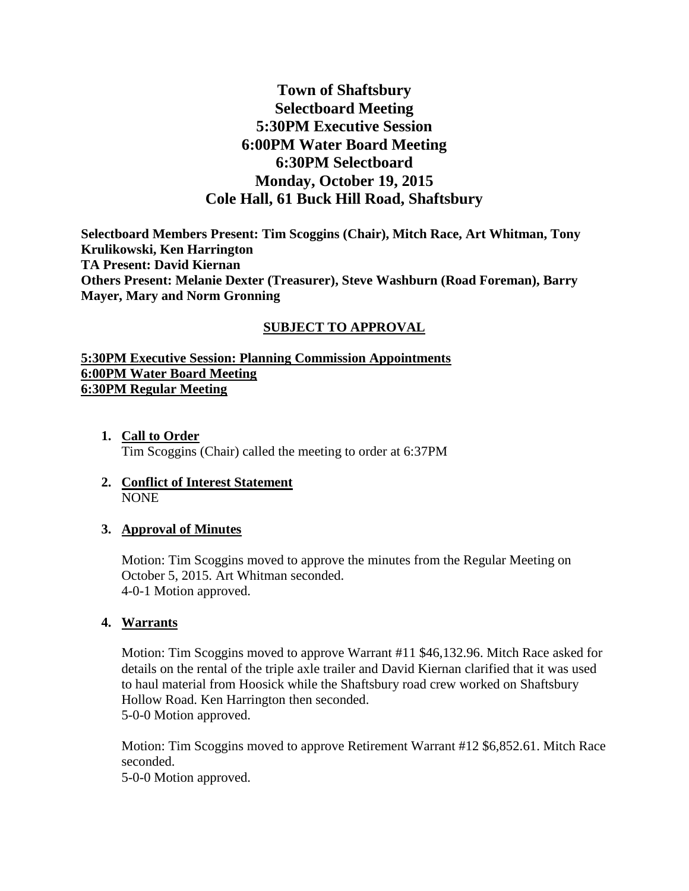# Town of Shaftsbury
# Selectboard Meeting
# 5:30PM Executive Session
# 6:00PM Water Board Meeting
# 6:30PM Selectboard
# Monday, October 19, 2015
# Cole Hall, 61 Buck Hill Road, Shaftsbury

**Selectboard Members Present: Tim Scoggins (Chair), Mitch Race, Art Whitman, Tony Krulikowski, Ken Harrington**
**TA Present: David Kiernan**
**Others Present: Melanie Dexter (Treasurer), Steve Washburn (Road Foreman), Barry Mayer, Mary and Norm Gronning**

**SUBJECT TO APPROVAL**

**5:30PM Executive Session: Planning Commission Appointments**
**6:00PM Water Board Meeting**
**6:30PM Regular Meeting**

1. **Call to Order**
   Tim Scoggins (Chair) called the meeting to order at 6:37PM

2. **Conflict of Interest Statement**
   NONE

3. **Approval of Minutes**

   Motion: Tim Scoggins moved to approve the minutes from the Regular Meeting on October 5, 2015. Art Whitman seconded.
   4-0-1 Motion approved.

4. **Warrants**

   Motion: Tim Scoggins moved to approve Warrant #11 $46,132.96. Mitch Race asked for details on the rental of the triple axle trailer and David Kiernan clarified that it was used to haul material from Hoosick while the Shaftsbury road crew worked on Shaftsbury Hollow Road. Ken Harrington then seconded.
   5-0-0 Motion approved.

   Motion: Tim Scoggins moved to approve Retirement Warrant #12 $6,852.61. Mitch Race seconded.
   5-0-0 Motion approved.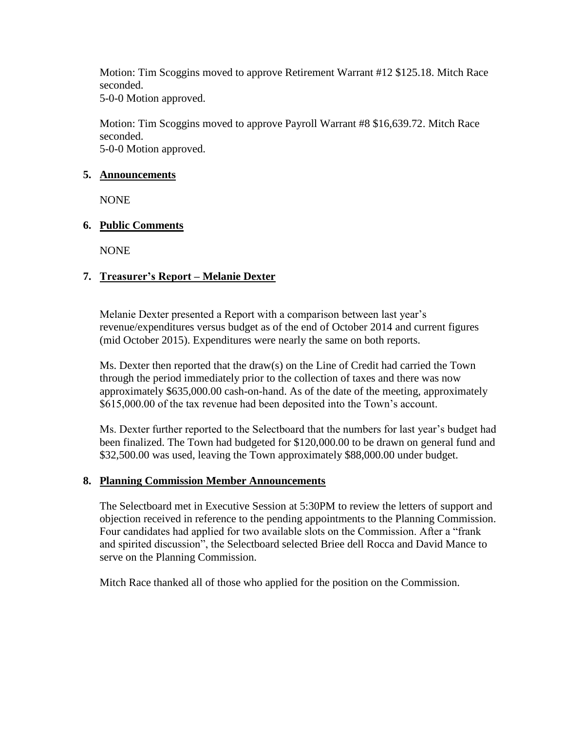Motion: Tim Scoggins moved to approve Retirement Warrant #12 $125.18. Mitch Race seconded.
5-0-0 Motion approved.

Motion: Tim Scoggins moved to approve Payroll Warrant #8 $16,639.72. Mitch Race seconded.
5-0-0 Motion approved.

**5. Announcements**

NONE

**6. Public Comments**

NONE

**7. Treasurer's Report – Melanie Dexter**

Melanie Dexter presented a Report with a comparison between last year's revenue/expenditures versus budget as of the end of October 2014 and current figures (mid October 2015). Expenditures were nearly the same on both reports.

Ms. Dexter then reported that the draw(s) on the Line of Credit had carried the Town through the period immediately prior to the collection of taxes and there was now approximately $635,000.00 cash-on-hand. As of the date of the meeting, approximately $615,000.00 of the tax revenue had been deposited into the Town's account.

Ms. Dexter further reported to the Selectboard that the numbers for last year's budget had been finalized. The Town had budgeted for $120,000.00 to be drawn on general fund and $32,500.00 was used, leaving the Town approximately $88,000.00 under budget.

**8. Planning Commission Member Announcements**

The Selectboard met in Executive Session at 5:30PM to review the letters of support and objection received in reference to the pending appointments to the Planning Commission. Four candidates had applied for two available slots on the Commission. After a "frank and spirited discussion", the Selectboard selected Briee dell Rocca and David Mance to serve on the Planning Commission.

Mitch Race thanked all of those who applied for the position on the Commission.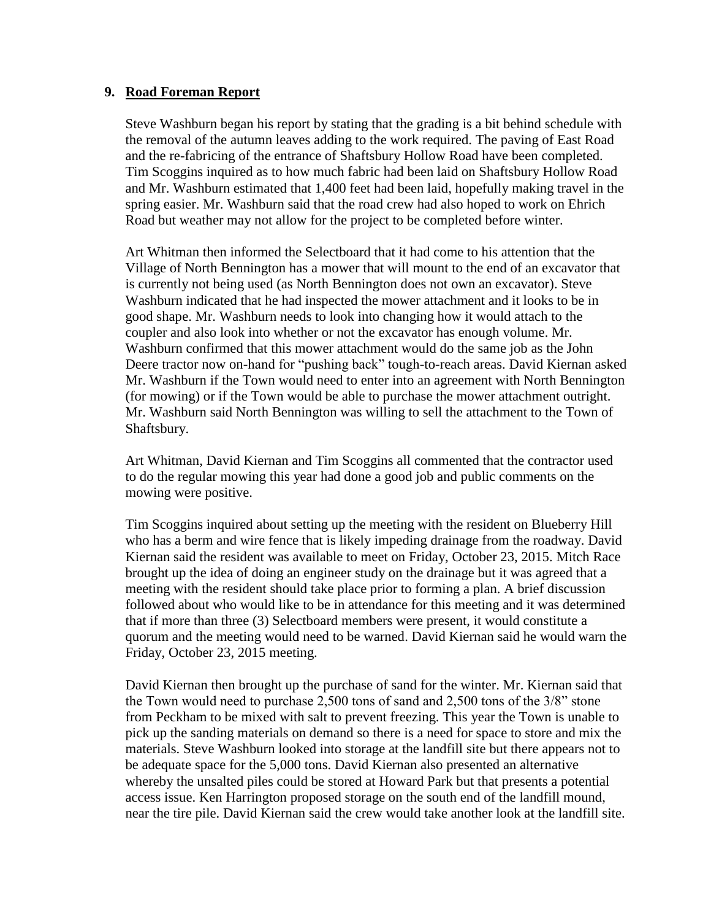## 9. Road Foreman Report

Steve Washburn began his report by stating that the grading is a bit behind schedule with the removal of the autumn leaves adding to the work required. The paving of East Road and the re-fabricing of the entrance of Shaftsbury Hollow Road have been completed. Tim Scoggins inquired as to how much fabric had been laid on Shaftsbury Hollow Road and Mr. Washburn estimated that 1,400 feet had been laid, hopefully making travel in the spring easier. Mr. Washburn said that the road crew had also hoped to work on Ehrich Road but weather may not allow for the project to be completed before winter.

Art Whitman then informed the Selectboard that it had come to his attention that the Village of North Bennington has a mower that will mount to the end of an excavator that is currently not being used (as North Bennington does not own an excavator). Steve Washburn indicated that he had inspected the mower attachment and it looks to be in good shape. Mr. Washburn needs to look into changing how it would attach to the coupler and also look into whether or not the excavator has enough volume. Mr. Washburn confirmed that this mower attachment would do the same job as the John Deere tractor now on-hand for "pushing back" tough-to-reach areas. David Kiernan asked Mr. Washburn if the Town would need to enter into an agreement with North Bennington (for mowing) or if the Town would be able to purchase the mower attachment outright. Mr. Washburn said North Bennington was willing to sell the attachment to the Town of Shaftsbury.

Art Whitman, David Kiernan and Tim Scoggins all commented that the contractor used to do the regular mowing this year had done a good job and public comments on the mowing were positive.

Tim Scoggins inquired about setting up the meeting with the resident on Blueberry Hill who has a berm and wire fence that is likely impeding drainage from the roadway. David Kiernan said the resident was available to meet on Friday, October 23, 2015. Mitch Race brought up the idea of doing an engineer study on the drainage but it was agreed that a meeting with the resident should take place prior to forming a plan. A brief discussion followed about who would like to be in attendance for this meeting and it was determined that if more than three (3) Selectboard members were present, it would constitute a quorum and the meeting would need to be warned. David Kiernan said he would warn the Friday, October 23, 2015 meeting.

David Kiernan then brought up the purchase of sand for the winter. Mr. Kiernan said that the Town would need to purchase 2,500 tons of sand and 2,500 tons of the 3/8" stone from Peckham to be mixed with salt to prevent freezing. This year the Town is unable to pick up the sanding materials on demand so there is a need for space to store and mix the materials. Steve Washburn looked into storage at the landfill site but there appears not to be adequate space for the 5,000 tons. David Kiernan also presented an alternative whereby the unsalted piles could be stored at Howard Park but that presents a potential access issue. Ken Harrington proposed storage on the south end of the landfill mound, near the tire pile. David Kiernan said the crew would take another look at the landfill site.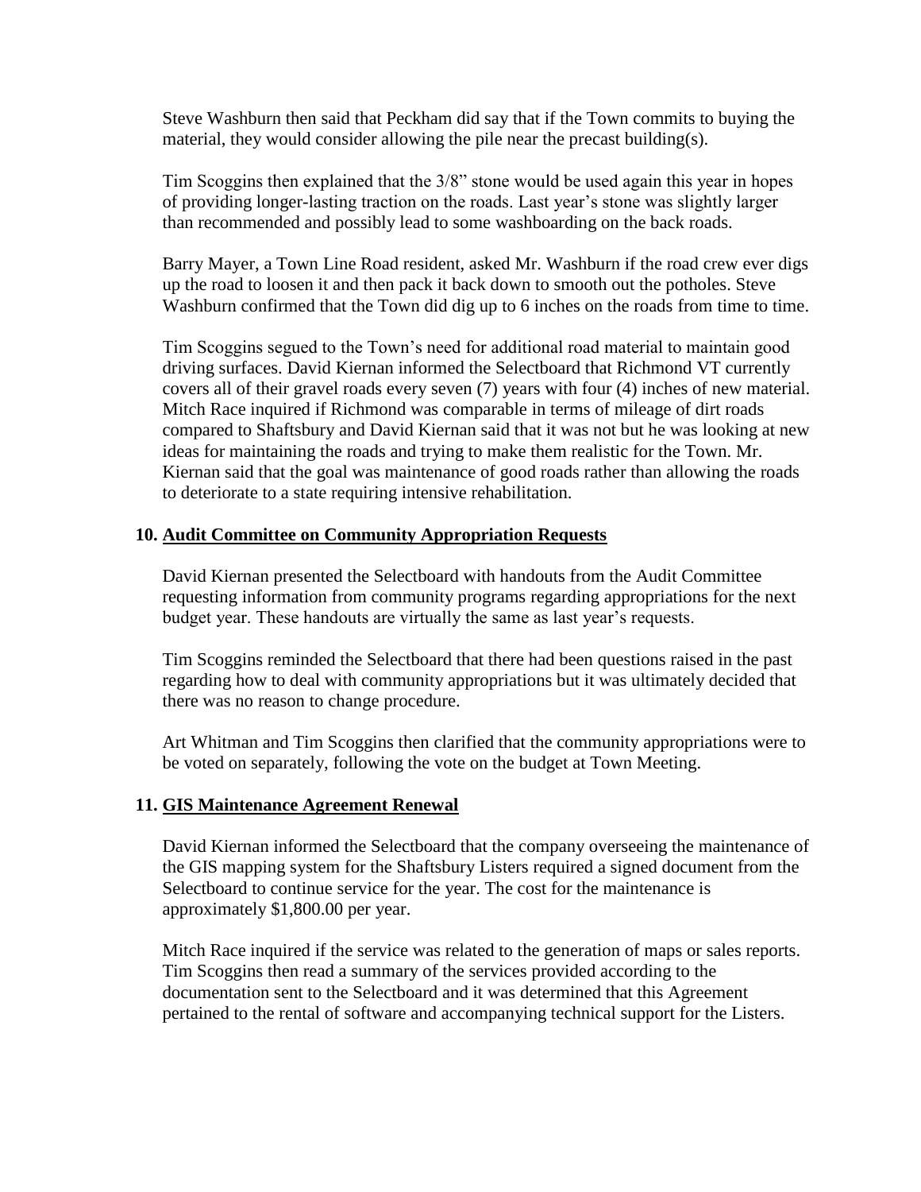Steve Washburn then said that Peckham did say that if the Town commits to buying the material, they would consider allowing the pile near the precast building(s).

Tim Scoggins then explained that the 3/8" stone would be used again this year in hopes of providing longer-lasting traction on the roads. Last year's stone was slightly larger than recommended and possibly lead to some washboarding on the back roads.

Barry Mayer, a Town Line Road resident, asked Mr. Washburn if the road crew ever digs up the road to loosen it and then pack it back down to smooth out the potholes. Steve Washburn confirmed that the Town did dig up to 6 inches on the roads from time to time.

Tim Scoggins segued to the Town's need for additional road material to maintain good driving surfaces. David Kiernan informed the Selectboard that Richmond VT currently covers all of their gravel roads every seven (7) years with four (4) inches of new material. Mitch Race inquired if Richmond was comparable in terms of mileage of dirt roads compared to Shaftsbury and David Kiernan said that it was not but he was looking at new ideas for maintaining the roads and trying to make them realistic for the Town. Mr. Kiernan said that the goal was maintenance of good roads rather than allowing the roads to deteriorate to a state requiring intensive rehabilitation.

**10. <u>Audit Committee on Community Appropriation Requests</u>**

David Kiernan presented the Selectboard with handouts from the Audit Committee requesting information from community programs regarding appropriations for the next budget year. These handouts are virtually the same as last year's requests.

Tim Scoggins reminded the Selectboard that there had been questions raised in the past regarding how to deal with community appropriations but it was ultimately decided that there was no reason to change procedure.

Art Whitman and Tim Scoggins then clarified that the community appropriations were to be voted on separately, following the vote on the budget at Town Meeting.

**11. <u>GIS Maintenance Agreement Renewal</u>**

David Kiernan informed the Selectboard that the company overseeing the maintenance of the GIS mapping system for the Shaftsbury Listers required a signed document from the Selectboard to continue service for the year. The cost for the maintenance is approximately $1,800.00 per year.

Mitch Race inquired if the service was related to the generation of maps or sales reports. Tim Scoggins then read a summary of the services provided according to the documentation sent to the Selectboard and it was determined that this Agreement pertained to the rental of software and accompanying technical support for the Listers.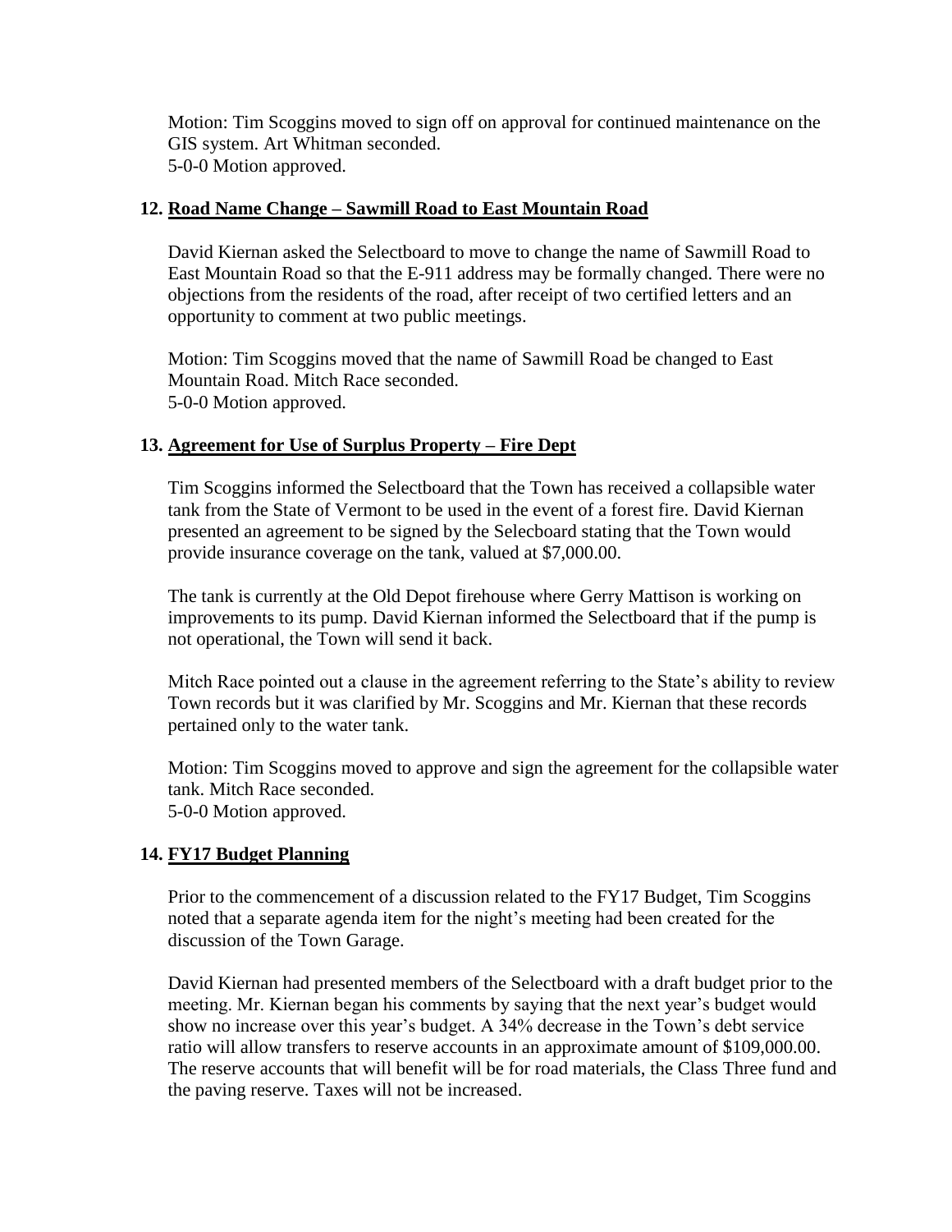Motion: Tim Scoggins moved to sign off on approval for continued maintenance on the GIS system. Art Whitman seconded.
5-0-0 Motion approved.

## 12. Road Name Change – Sawmill Road to East Mountain Road

David Kiernan asked the Selectboard to move to change the name of Sawmill Road to East Mountain Road so that the E-911 address may be formally changed. There were no objections from the residents of the road, after receipt of two certified letters and an opportunity to comment at two public meetings.

Motion: Tim Scoggins moved that the name of Sawmill Road be changed to East Mountain Road. Mitch Race seconded.
5-0-0 Motion approved.

## 13. Agreement for Use of Surplus Property – Fire Dept

Tim Scoggins informed the Selectboard that the Town has received a collapsible water tank from the State of Vermont to be used in the event of a forest fire. David Kiernan presented an agreement to be signed by the Selecboard stating that the Town would provide insurance coverage on the tank, valued at $7,000.00.

The tank is currently at the Old Depot firehouse where Gerry Mattison is working on improvements to its pump. David Kiernan informed the Selectboard that if the pump is not operational, the Town will send it back.

Mitch Race pointed out a clause in the agreement referring to the State's ability to review Town records but it was clarified by Mr. Scoggins and Mr. Kiernan that these records pertained only to the water tank.

Motion: Tim Scoggins moved to approve and sign the agreement for the collapsible water tank. Mitch Race seconded.
5-0-0 Motion approved.

## 14. FY17 Budget Planning

Prior to the commencement of a discussion related to the FY17 Budget, Tim Scoggins noted that a separate agenda item for the night's meeting had been created for the discussion of the Town Garage.

David Kiernan had presented members of the Selectboard with a draft budget prior to the meeting. Mr. Kiernan began his comments by saying that the next year's budget would show no increase over this year's budget. A 34% decrease in the Town's debt service ratio will allow transfers to reserve accounts in an approximate amount of $109,000.00. The reserve accounts that will benefit will be for road materials, the Class Three fund and the paving reserve. Taxes will not be increased.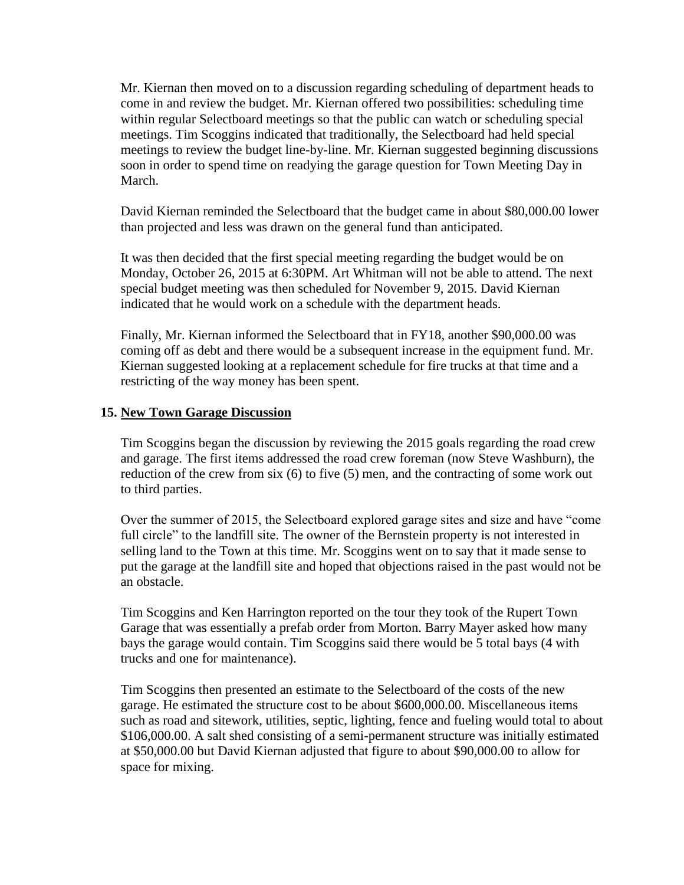Mr. Kiernan then moved on to a discussion regarding scheduling of department heads to come in and review the budget. Mr. Kiernan offered two possibilities: scheduling time within regular Selectboard meetings so that the public can watch or scheduling special meetings. Tim Scoggins indicated that traditionally, the Selectboard had held special meetings to review the budget line-by-line. Mr. Kiernan suggested beginning discussions soon in order to spend time on readying the garage question for Town Meeting Day in March.

David Kiernan reminded the Selectboard that the budget came in about $80,000.00 lower than projected and less was drawn on the general fund than anticipated.

It was then decided that the first special meeting regarding the budget would be on Monday, October 26, 2015 at 6:30PM. Art Whitman will not be able to attend. The next special budget meeting was then scheduled for November 9, 2015. David Kiernan indicated that he would work on a schedule with the department heads.

Finally, Mr. Kiernan informed the Selectboard that in FY18, another $90,000.00 was coming off as debt and there would be a subsequent increase in the equipment fund. Mr. Kiernan suggested looking at a replacement schedule for fire trucks at that time and a restricting of the way money has been spent.

**15. New Town Garage Discussion**

Tim Scoggins began the discussion by reviewing the 2015 goals regarding the road crew and garage. The first items addressed the road crew foreman (now Steve Washburn), the reduction of the crew from six (6) to five (5) men, and the contracting of some work out to third parties.

Over the summer of 2015, the Selectboard explored garage sites and size and have "come full circle" to the landfill site. The owner of the Bernstein property is not interested in selling land to the Town at this time. Mr. Scoggins went on to say that it made sense to put the garage at the landfill site and hoped that objections raised in the past would not be an obstacle.

Tim Scoggins and Ken Harrington reported on the tour they took of the Rupert Town Garage that was essentially a prefab order from Morton. Barry Mayer asked how many bays the garage would contain. Tim Scoggins said there would be 5 total bays (4 with trucks and one for maintenance).

Tim Scoggins then presented an estimate to the Selectboard of the costs of the new garage. He estimated the structure cost to be about $600,000.00. Miscellaneous items such as road and sitework, utilities, septic, lighting, fence and fueling would total to about $106,000.00. A salt shed consisting of a semi-permanent structure was initially estimated at $50,000.00 but David Kiernan adjusted that figure to about $90,000.00 to allow for space for mixing.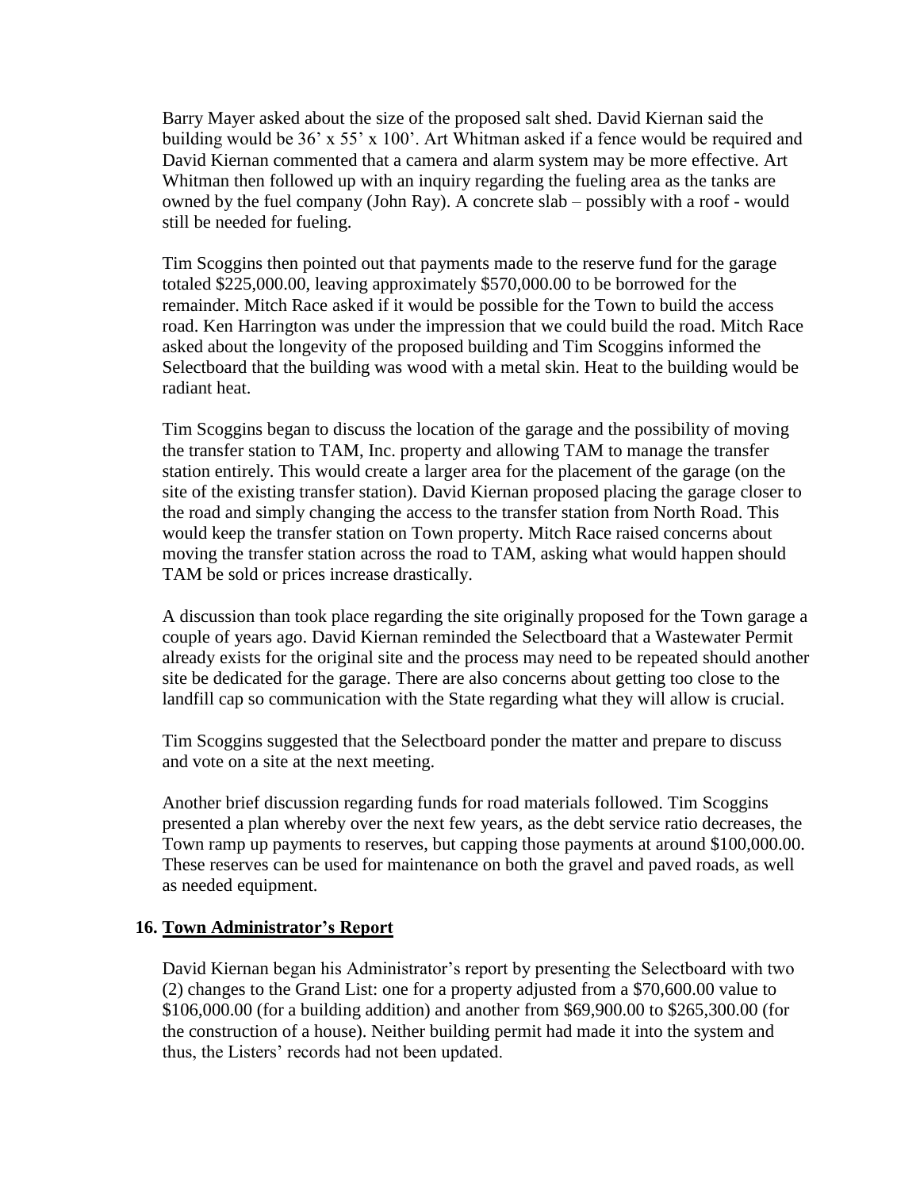Barry Mayer asked about the size of the proposed salt shed. David Kiernan said the building would be 36' x 55' x 100'. Art Whitman asked if a fence would be required and David Kiernan commented that a camera and alarm system may be more effective. Art Whitman then followed up with an inquiry regarding the fueling area as the tanks are owned by the fuel company (John Ray). A concrete slab – possibly with a roof - would still be needed for fueling.

Tim Scoggins then pointed out that payments made to the reserve fund for the garage totaled $225,000.00, leaving approximately $570,000.00 to be borrowed for the remainder. Mitch Race asked if it would be possible for the Town to build the access road. Ken Harrington was under the impression that we could build the road. Mitch Race asked about the longevity of the proposed building and Tim Scoggins informed the Selectboard that the building was wood with a metal skin. Heat to the building would be radiant heat.

Tim Scoggins began to discuss the location of the garage and the possibility of moving the transfer station to TAM, Inc. property and allowing TAM to manage the transfer station entirely. This would create a larger area for the placement of the garage (on the site of the existing transfer station). David Kiernan proposed placing the garage closer to the road and simply changing the access to the transfer station from North Road. This would keep the transfer station on Town property. Mitch Race raised concerns about moving the transfer station across the road to TAM, asking what would happen should TAM be sold or prices increase drastically.

A discussion than took place regarding the site originally proposed for the Town garage a couple of years ago. David Kiernan reminded the Selectboard that a Wastewater Permit already exists for the original site and the process may need to be repeated should another site be dedicated for the garage. There are also concerns about getting too close to the landfill cap so communication with the State regarding what they will allow is crucial.

Tim Scoggins suggested that the Selectboard ponder the matter and prepare to discuss and vote on a site at the next meeting.

Another brief discussion regarding funds for road materials followed. Tim Scoggins presented a plan whereby over the next few years, as the debt service ratio decreases, the Town ramp up payments to reserves, but capping those payments at around $100,000.00. These reserves can be used for maintenance on both the gravel and paved roads, as well as needed equipment.

**16. Town Administrator's Report**

David Kiernan began his Administrator's report by presenting the Selectboard with two (2) changes to the Grand List: one for a property adjusted from a $70,600.00 value to $106,000.00 (for a building addition) and another from $69,900.00 to $265,300.00 (for the construction of a house). Neither building permit had made it into the system and thus, the Listers' records had not been updated.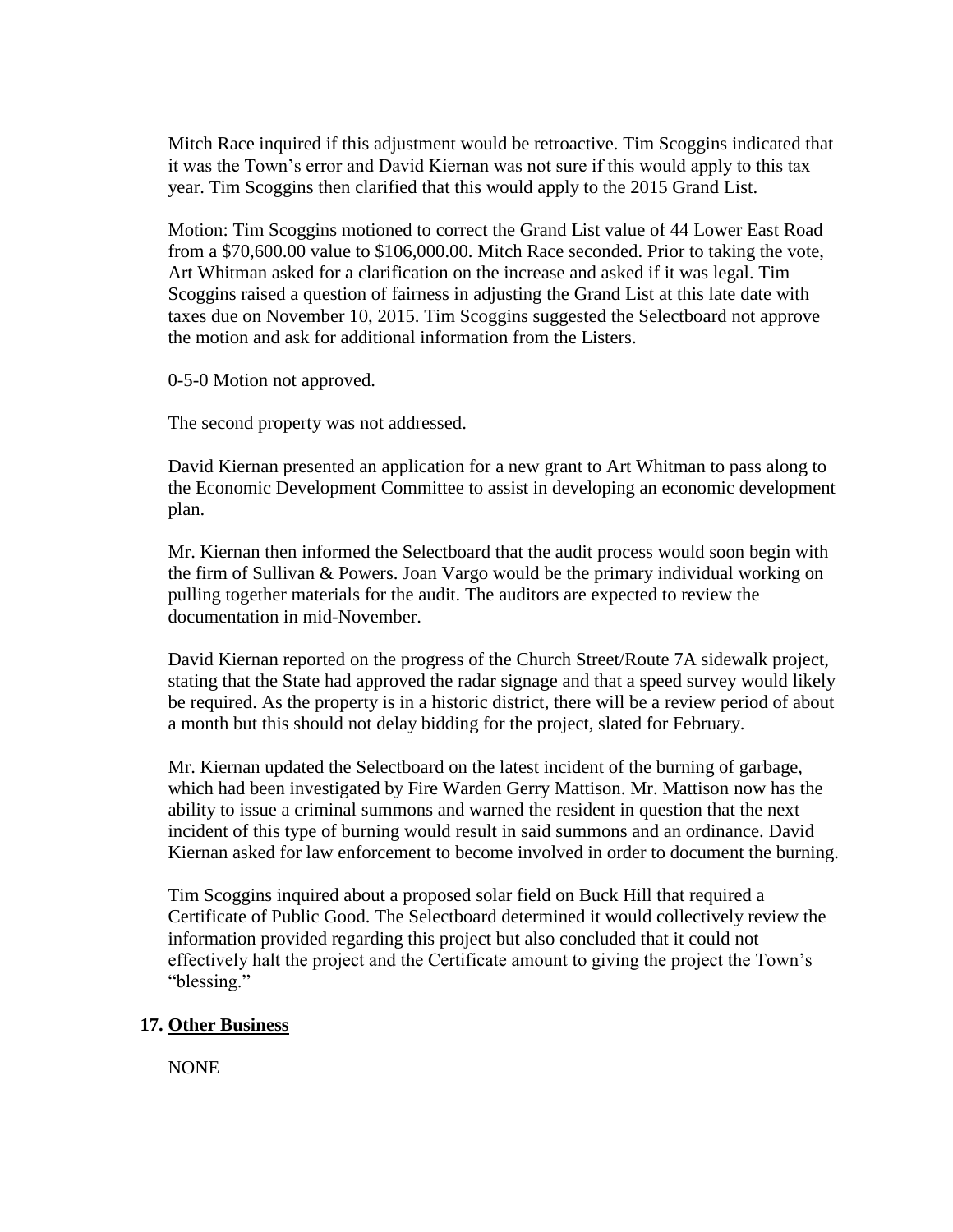Mitch Race inquired if this adjustment would be retroactive. Tim Scoggins indicated that it was the Town's error and David Kiernan was not sure if this would apply to this tax year. Tim Scoggins then clarified that this would apply to the 2015 Grand List.

Motion: Tim Scoggins motioned to correct the Grand List value of 44 Lower East Road from a $70,600.00 value to $106,000.00. Mitch Race seconded. Prior to taking the vote, Art Whitman asked for a clarification on the increase and asked if it was legal. Tim Scoggins raised a question of fairness in adjusting the Grand List at this late date with taxes due on November 10, 2015. Tim Scoggins suggested the Selectboard not approve the motion and ask for additional information from the Listers.

0-5-0 Motion not approved.

The second property was not addressed.

David Kiernan presented an application for a new grant to Art Whitman to pass along to the Economic Development Committee to assist in developing an economic development plan.

Mr. Kiernan then informed the Selectboard that the audit process would soon begin with the firm of Sullivan & Powers. Joan Vargo would be the primary individual working on pulling together materials for the audit. The auditors are expected to review the documentation in mid-November.

David Kiernan reported on the progress of the Church Street/Route 7A sidewalk project, stating that the State had approved the radar signage and that a speed survey would likely be required. As the property is in a historic district, there will be a review period of about a month but this should not delay bidding for the project, slated for February.

Mr. Kiernan updated the Selectboard on the latest incident of the burning of garbage, which had been investigated by Fire Warden Gerry Mattison. Mr. Mattison now has the ability to issue a criminal summons and warned the resident in question that the next incident of this type of burning would result in said summons and an ordinance. David Kiernan asked for law enforcement to become involved in order to document the burning.

Tim Scoggins inquired about a proposed solar field on Buck Hill that required a Certificate of Public Good. The Selectboard determined it would collectively review the information provided regarding this project but also concluded that it could not effectively halt the project and the Certificate amount to giving the project the Town's "blessing."

## 17. Other Business

NONE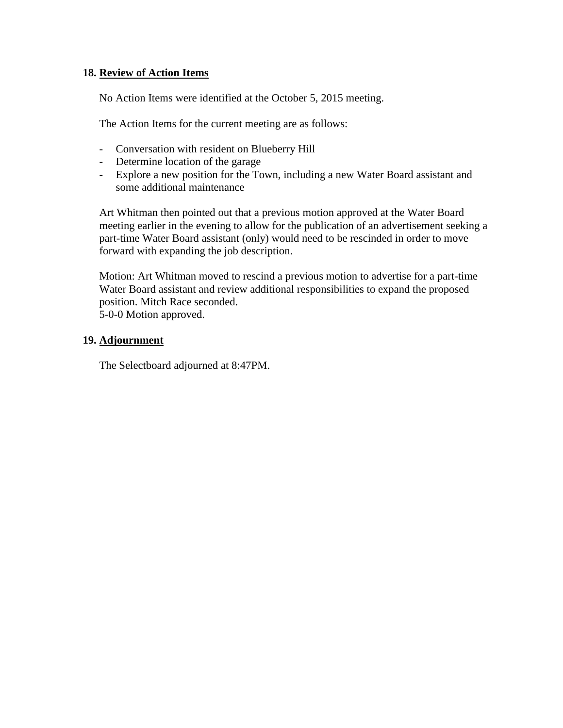**18. Review of Action Items**

No Action Items were identified at the October 5, 2015 meeting.

The Action Items for the current meeting are as follows:

- Conversation with resident on Blueberry Hill
- Determine location of the garage
- Explore a new position for the Town, including a new Water Board assistant and some additional maintenance

Art Whitman then pointed out that a previous motion approved at the Water Board meeting earlier in the evening to allow for the publication of an advertisement seeking a part-time Water Board assistant (only) would need to be rescinded in order to move forward with expanding the job description.

Motion: Art Whitman moved to rescind a previous motion to advertise for a part-time Water Board assistant and review additional responsibilities to expand the proposed position. Mitch Race seconded.
5-0-0 Motion approved.

**19. Adjournment**

The Selectboard adjourned at 8:47PM.